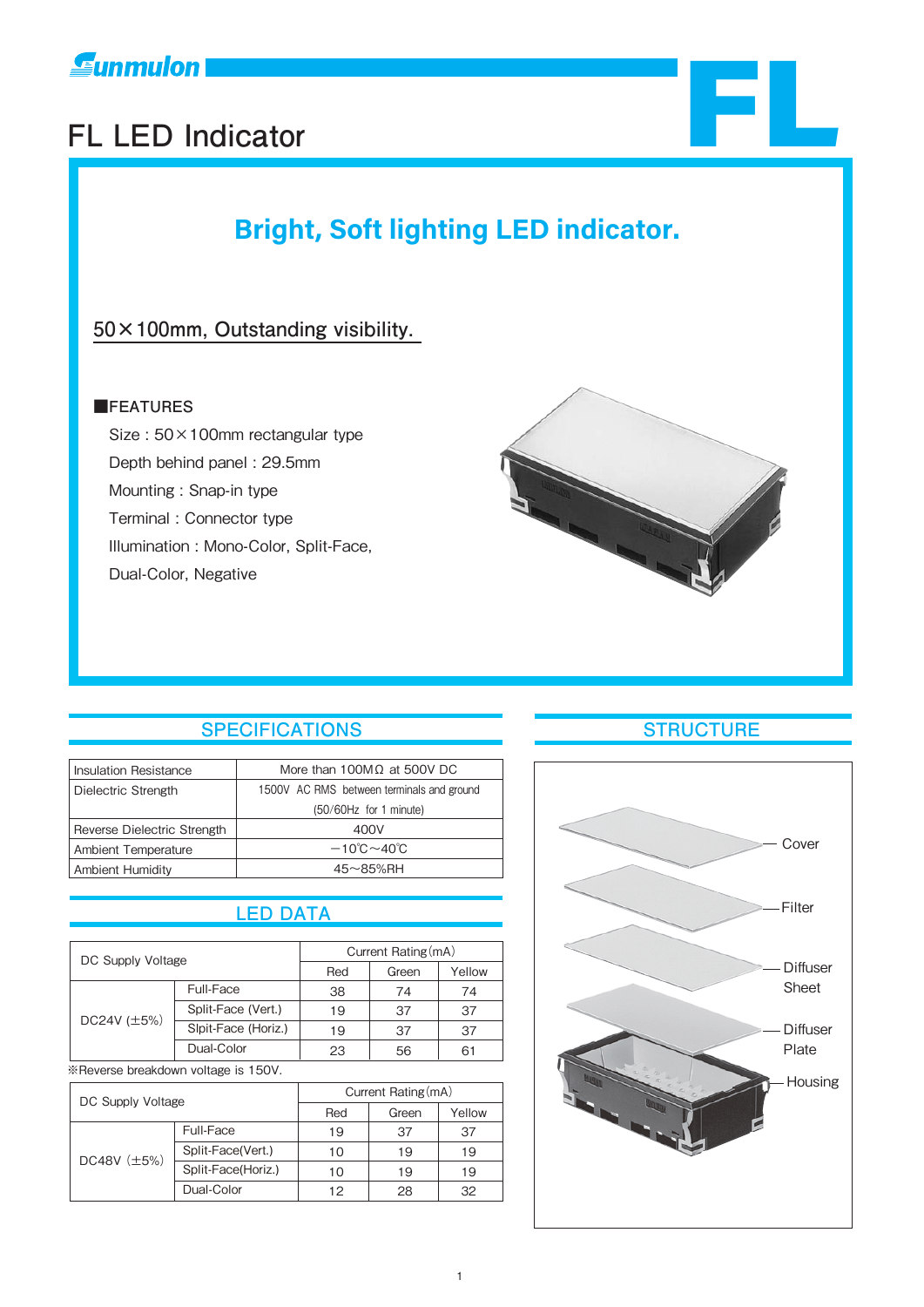Sunmulon

# FL LED Indicator

FL

## Bright, Soft lighting LED indicator.

### 50×100mm, Outstanding visibility.

■FEATURES

Size : 50×100mm rectangular type

Depth behind panel : 29.5mm

Mounting : Snap-in type

Terminal : Connector type

Illumination : Mono-Color, Split-Face, Dual-Color, Negative

## SPECIFICATIONS

| | |
|---|---|
| Insulation Resistance | More than 100MΩ at 500V DC |
| Dielectric Strength | 1500V AC RMS between terminals and ground (50/60Hz for 1 minute) |
| Reverse Dielectric Strength | 400V |
| Ambient Temperature | −10℃〜40℃ |
| Ambient Humidity | 45〜85%RH |

## LED DATA

| DC Supply Voltage | | Current Rating (mA) | | |
|---|---|---|---|---|
| | | Red | Green | Yellow |
| DC24V (±5%) | Full-Face | 38 | 74 | 74 |
| | Split-Face (Vert.) | 19 | 37 | 37 |
| | Slpit-Face (Horiz.) | 19 | 37 | 37 |
| | Dual-Color | 23 | 56 | 61 |

※Reverse breakdown voltage is 150V.

| DC Supply Voltage | | Current Rating (mA) | | |
|---|---|---|---|---|
| | | Red | Green | Yellow |
| DC48V (±5%) | Full-Face | 19 | 37 | 37 |
| | Split-Face(Vert.) | 10 | 19 | 19 |
| | Split-Face(Horiz.) | 10 | 19 | 19 |
| | Dual-Color | 12 | 28 | 32 |

## STRUCTURE

Cover

Filter

Diffuser Sheet

Diffuser Plate

Housing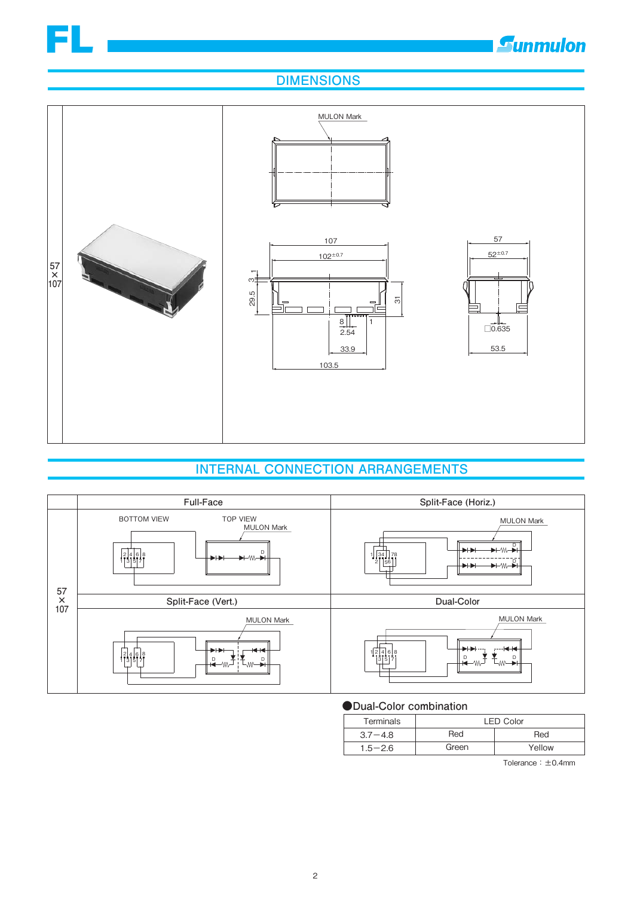## DIMENSIONS

57 × 107

MULON Mark

107

$102^{\pm0.7}$

3.1

29.5

31

8

1

2.54

33.9

103.5

57

$52^{\pm0.7}$

□0.635

53.5

## INTERNAL CONNECTION ARRANGEMENTS

57 × 107

**Full-Face**

BOTTOM VIEW

TOP VIEW

MULON Mark

**Split-Face (Horiz.)**

MULON Mark

**Split-Face (Vert.)**

MULON Mark

**Dual-Color**

MULON Mark

●Dual-Color combination

| Terminals | LED Color | |
|---|---|---|
| 3.7－4.8 | Red | Red |
| 1.5－2.6 | Green | Yellow |

Tolerance：±0.4mm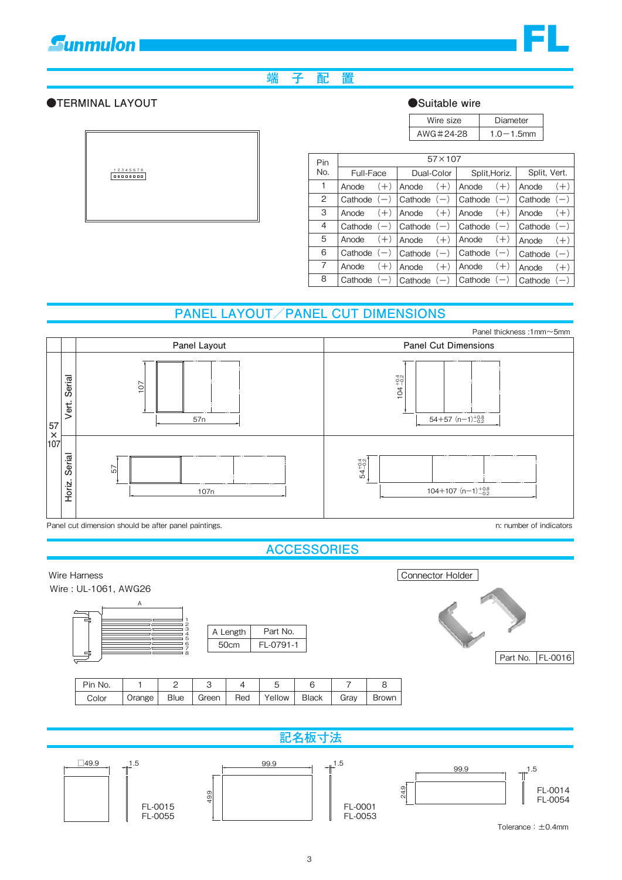# 端　子　配　置

## ●TERMINAL LAYOUT

1 2 3 4 5 6 7 8

## ●Suitable wire

| Wire size | Diameter |
|---|---|
| AWG＃24-28 | 1.0－1.5mm |

| Pin No. | 57×107 | | | |
|---|---|---|---|---|
| | Full-Face | Dual-Color | Split,Horiz. | Split, Vert. |
| 1 | Anode (＋) | Anode (＋) | Anode (＋) | Anode (＋) |
| 2 | Cathode (－) | Cathode (－) | Cathode (－) | Cathode (－) |
| 3 | Anode (＋) | Anode (＋) | Anode (＋) | Anode (＋) |
| 4 | Cathode (－) | Cathode (－) | Cathode (－) | Cathode (－) |
| 5 | Anode (＋) | Anode (＋) | Anode (＋) | Anode (＋) |
| 6 | Cathode (－) | Cathode (－) | Cathode (－) | Cathode (－) |
| 7 | Anode (＋) | Anode (＋) | Anode (＋) | Anode (＋) |
| 8 | Cathode (－) | Cathode (－) | Cathode (－) | Cathode (－) |

# PANEL LAYOUT／PANEL CUT DIMENSIONS

Panel thickness :1mm～5mm

| | | Panel Layout | Panel Cut Dimensions |
|---|---|---|---|
| 57×107 | Vert. Serial | 107 / 57n | $104^{+0.4}_{-0.2}$ / $54+57(n-1)^{+0.8}_{-0.2}$ |
| | Horiz. Serial | 57 / 107n | $54^{+0.4}_{-0.2}$ / $104+107(n-1)^{+0.8}_{-0.2}$ |

Panel cut dimension should be after panel paintings.

n: number of indicators

# ACCESSORIES

Wire Harness

Wire : UL-1061, AWG26

A

| A Length | Part No. |
|---|---|
| 50cm | FL-0791-1 |

Connector Holder

| Part No. | FL-0016 |
|---|---|

| Pin No. | 1 | 2 | 3 | 4 | 5 | 6 | 7 | 8 |
|---|---|---|---|---|---|---|---|---|
| Color | Orange | Blue | Green | Red | Yellow | Black | Gray | Brown |

# 記名板寸法

□49.9　1.5　FL-0015　FL-0055

99.9　49.9　1.5　FL-0001　FL-0053

99.9　24.9　1.5　FL-0014　FL-0054

Tolerance：±0.4mm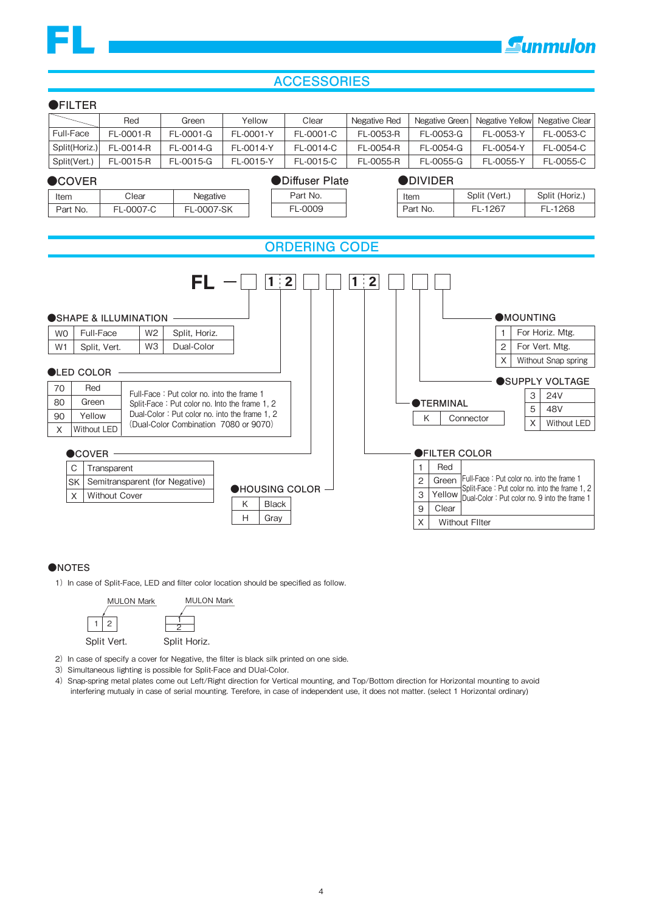## ACCESSORIES

### ●FILTER

| | Red | Green | Yellow | Clear | Negative Red | Negative Green | Negative Yellow | Negative Clear |
|---|---|---|---|---|---|---|---|---|
| Full-Face | FL-0001-R | FL-0001-G | FL-0001-Y | FL-0001-C | FL-0053-R | FL-0053-G | FL-0053-Y | FL-0053-C |
| Split(Horiz.) | FL-0014-R | FL-0014-G | FL-0014-Y | FL-0014-C | FL-0054-R | FL-0054-G | FL-0054-Y | FL-0054-C |
| Split(Vert.) | FL-0015-R | FL-0015-G | FL-0015-Y | FL-0015-C | FL-0055-R | FL-0055-G | FL-0055-Y | FL-0055-C |

### ●COVER

| Item | Clear | Negative |
|---|---|---|
| Part No. | FL-0007-C | FL-0007-SK |

### ●Diffuser Plate

| Part No. |
|---|
| FL-0009 |

### ●DIVIDER

| Item | Split (Vert.) | Split (Horiz.) |
|---|---|---|
| Part No. | FL-1267 | FL-1268 |

## ORDERING CODE

**FL — □ [1 | 2] □ □ [1 | 2] □ □ □**

### ●SHAPE & ILLUMINATION

| | | | |
|---|---|---|---|
| W0 | Full-Face | W2 | Split, Horiz. |
| W1 | Split, Vert. | W3 | Dual-Color |

### ●LED COLOR

| | | |
|---|---|---|
| 70 | Red | Full-Face : Put color no. into the frame 1<br>Split-Face : Put color no. Into the frame 1, 2<br>Dual-Color : Put color no. into the frame 1, 2<br>(Dual-Color Combination 7080 or 9070) |
| 80 | Green | |
| 90 | Yellow | |
| X | Without LED | |

### ●COVER

| | |
|---|---|
| C | Transparent |
| SK | Semitransparent (for Negative) |
| X | Without Cover |

### ●HOUSING COLOR

| | |
|---|---|
| K | Black |
| H | Gray |

### ●FILTER COLOR

| | | |
|---|---|---|
| 1 | Red | Full-Face : Put color no. into the frame 1<br>Split-Face : Put color no. into the frame 1, 2<br>Dual-Color : Put color no. 9 into the frame 1 |
| 2 | Green | |
| 3 | Yellow | |
| 9 | Clear | |
| X | Without FIlter | |

### ●TERMINAL

| | |
|---|---|
| K | Connector |

### ●SUPPLY VOLTAGE

| | |
|---|---|
| 3 | 24V |
| 5 | 48V |
| X | Without LED |

### ●MOUNTING

| | |
|---|---|
| 1 | For Horiz. Mtg. |
| 2 | For Vert. Mtg. |
| X | Without Snap spring |

### ●NOTES

1) In case of Split-Face, LED and filter color location should be specified as follow.

MULON Mark — [1 | 2] — Split Vert.

MULON Mark — [1 / 2] — Split Horiz.

2) In case of specify a cover for Negative, the filter is black silk printed on one side.
3) Simultaneous lighting is possible for Split-Face and DUal-Color.
4) Snap-spring metal plates come out Left/Right direction for Vertical mounting, and Top/Bottom direction for Horizontal mounting to avoid interfering mutualy in case of serial mounting. Terefore, in case of independent use, it does not matter. (select 1 Horizontal ordinary)